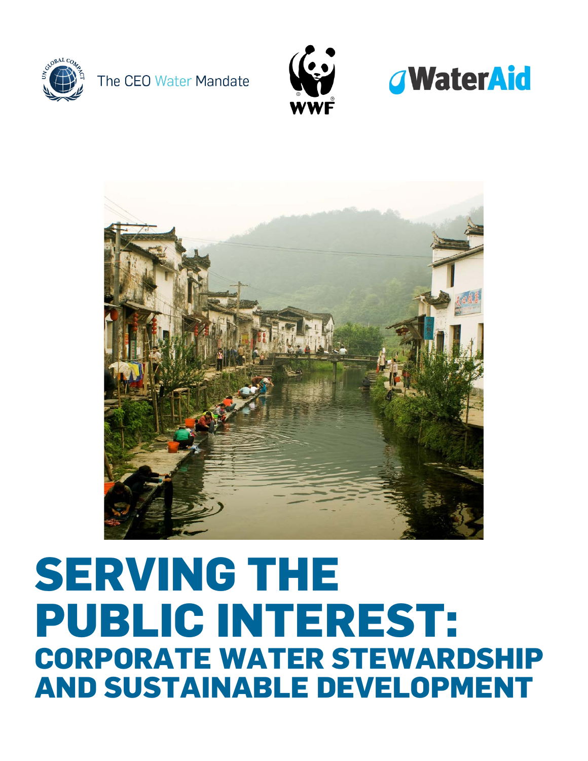The CEO Water Mandate

WWF

WaterAid

# SERVING THE PUBLIC INTEREST:

## CORPORATE WATER STEWARDSHIP AND SUSTAINABLE DEVELOPMENT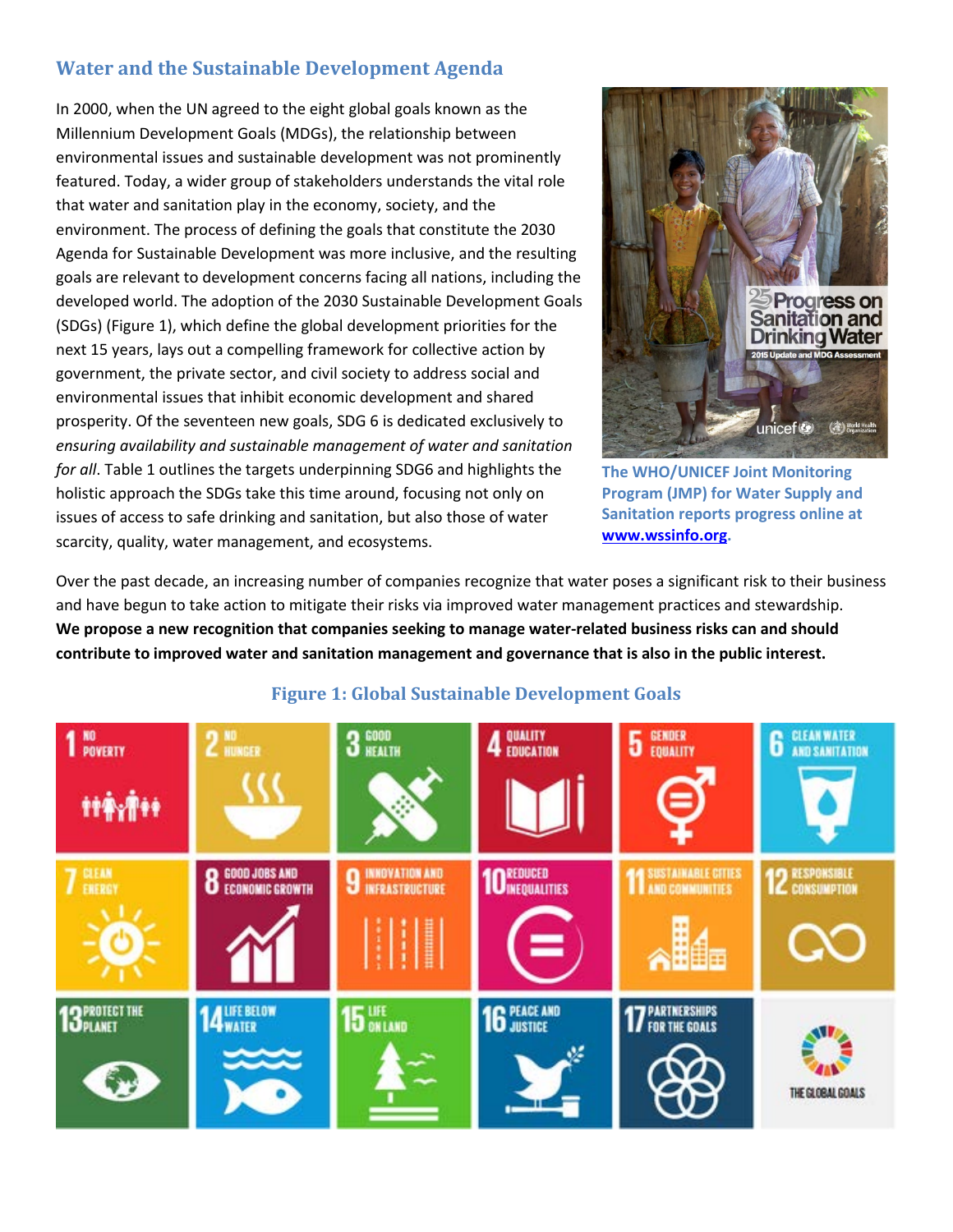## Water and the Sustainable Development Agenda

In 2000, when the UN agreed to the eight global goals known as the Millennium Development Goals (MDGs), the relationship between environmental issues and sustainable development was not prominently featured. Today, a wider group of stakeholders understands the vital role that water and sanitation play in the economy, society, and the environment. The process of defining the goals that constitute the 2030 Agenda for Sustainable Development was more inclusive, and the resulting goals are relevant to development concerns facing all nations, including the developed world. The adoption of the 2030 Sustainable Development Goals (SDGs) (Figure 1), which define the global development priorities for the next 15 years, lays out a compelling framework for collective action by government, the private sector, and civil society to address social and environmental issues that inhibit economic development and shared prosperity. Of the seventeen new goals, SDG 6 is dedicated exclusively to *ensuring availability and sustainable management of water and sanitation for all*. Table 1 outlines the targets underpinning SDG6 and highlights the holistic approach the SDGs take this time around, focusing not only on issues of access to safe drinking and sanitation, but also those of water scarcity, quality, water management, and ecosystems.

**The WHO/UNICEF Joint Monitoring Program (JMP) for Water Supply and Sanitation reports progress online at [www.wssinfo.org](http://www.wssinfo.org).**

Over the past decade, an increasing number of companies recognize that water poses a significant risk to their business and have begun to take action to mitigate their risks via improved water management practices and stewardship. **We propose a new recognition that companies seeking to manage water-related business risks can and should contribute to improved water and sanitation management and governance that is also in the public interest.**

### Figure 1: Global Sustainable Development Goals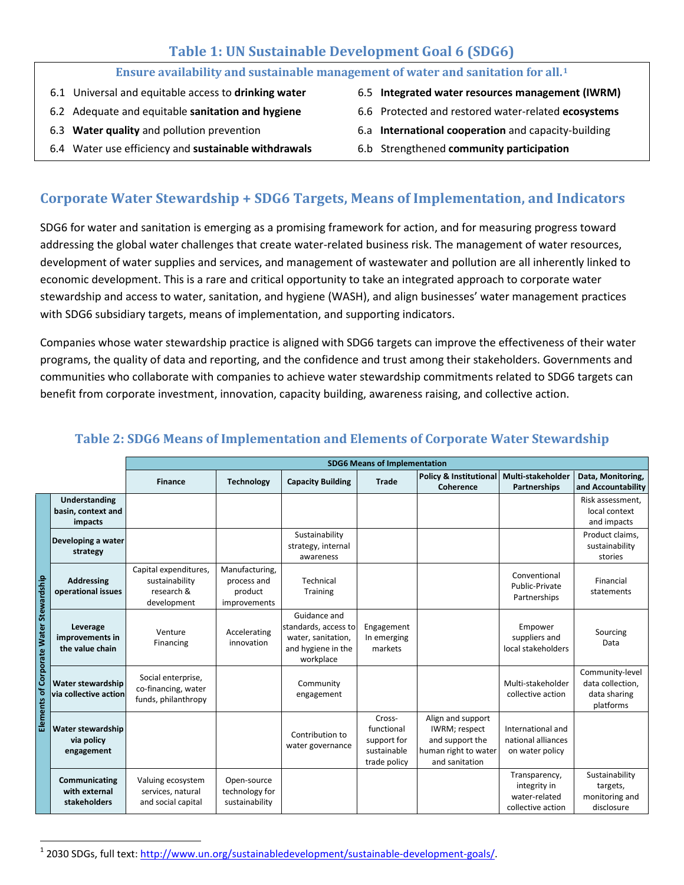## Table 1: UN Sustainable Development Goal 6 (SDG6)

| Ensure availability and sustainable management of water and sanitation for all.[1] | |
|---|---|
| 6.1 Universal and equitable access to **drinking water** | 6.5 **Integrated water resources management (IWRM)** |
| 6.2 Adequate and equitable **sanitation and hygiene** | 6.6 Protected and restored water-related **ecosystems** |
| 6.3 **Water quality** and pollution prevention | 6.a **International cooperation** and capacity-building |
| 6.4 Water use efficiency and **sustainable withdrawals** | 6.b Strengthened **community participation** |

## Corporate Water Stewardship + SDG6 Targets, Means of Implementation, and Indicators

SDG6 for water and sanitation is emerging as a promising framework for action, and for measuring progress toward addressing the global water challenges that create water-related business risk. The management of water resources, development of water supplies and services, and management of wastewater and pollution are all inherently linked to economic development. This is a rare and critical opportunity to take an integrated approach to corporate water stewardship and access to water, sanitation, and hygiene (WASH), and align businesses' water management practices with SDG6 subsidiary targets, means of implementation, and supporting indicators.

Companies whose water stewardship practice is aligned with SDG6 targets can improve the effectiveness of their water programs, the quality of data and reporting, and the confidence and trust among their stakeholders. Governments and communities who collaborate with companies to achieve water stewardship commitments related to SDG6 targets can benefit from corporate investment, innovation, capacity building, awareness raising, and collective action.

## Table 2: SDG6 Means of Implementation and Elements of Corporate Water Stewardship

| | SDG6 Means of Implementation | | | | | | |
|---|---|---|---|---|---|---|---|
| **Elements of Corporate Water Stewardship** | **Finance** | **Technology** | **Capacity Building** | **Trade** | **Policy & Institutional Coherence** | **Multi-stakeholder Partnerships** | **Data, Monitoring, and Accountability** |
| **Understanding basin, context and impacts** | | | | | | | Risk assessment, local context and impacts |
| **Developing a water strategy** | | | Sustainability strategy, internal awareness | | | | Product claims, sustainability stories |
| **Addressing operational issues** | Capital expenditures, sustainability research & development | Manufacturing, process and product improvements | Technical Training | | | Conventional Public-Private Partnerships | Financial statements |
| **Leverage improvements in the value chain** | Venture Financing | Accelerating innovation | Guidance and standards, access to water, sanitation, and hygiene in the workplace | Engagement In emerging markets | | Empower suppliers and local stakeholders | Sourcing Data |
| **Water stewardship via collective action** | Social enterprise, co-financing, water funds, philanthropy | | Community engagement | | | Multi-stakeholder collective action | Community-level data collection, data sharing platforms |
| **Water stewardship via policy engagement** | | | Contribution to water governance | Cross-functional support for sustainable trade policy | Align and support IWRM; respect and support the human right to water and sanitation | International and national alliances on water policy | |
| **Communicating with external stakeholders** | Valuing ecosystem services, natural and social capital | Open-source technology for sustainability | | | | Transparency, integrity in water-related collective action | Sustainability targets, monitoring and disclosure |

[1] 2030 SDGs, full text: http://www.un.org/sustainabledevelopment/sustainable-development-goals/.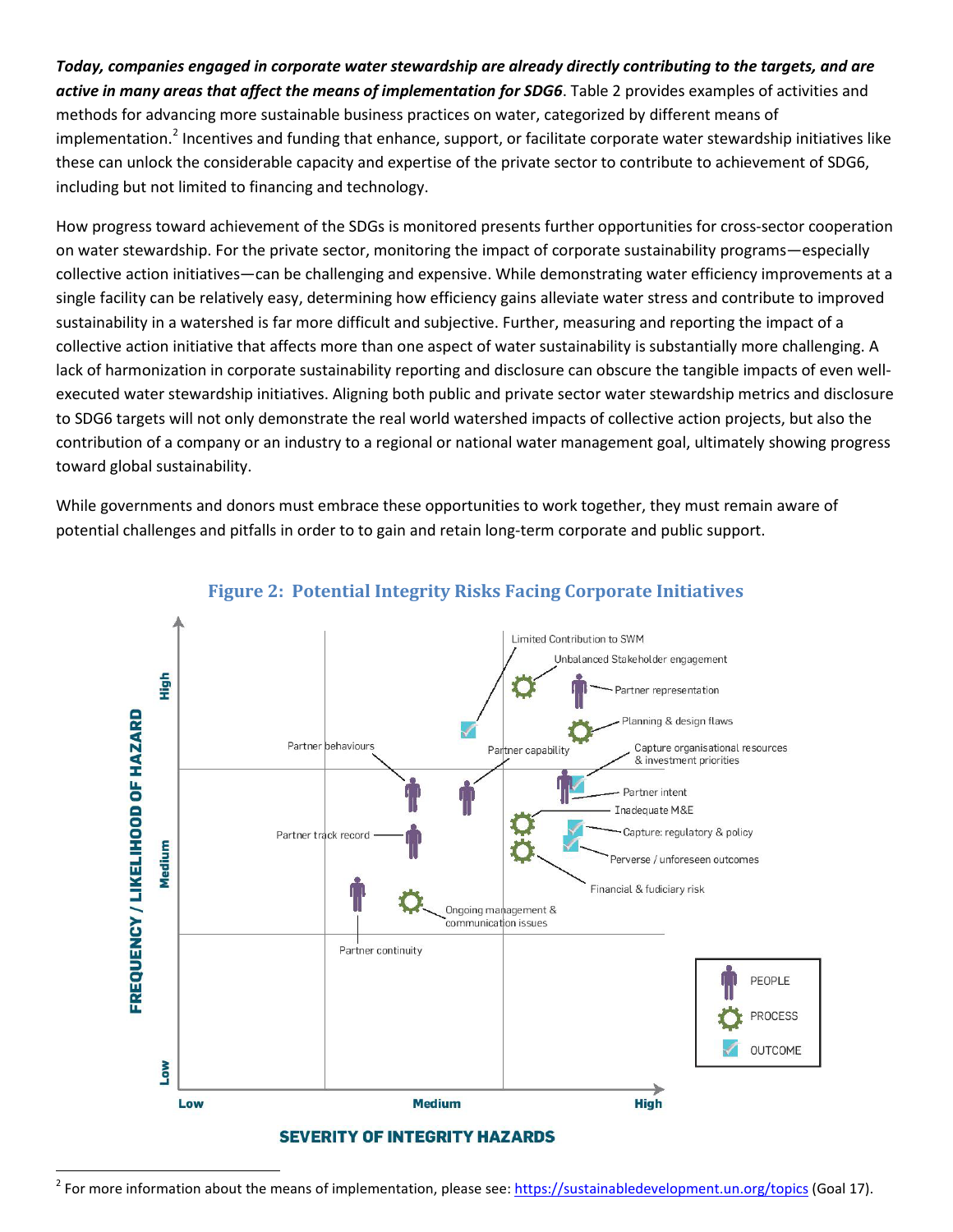***Today, companies engaged in corporate water stewardship are already directly contributing to the targets, and are active in many areas that affect the means of implementation for SDG6***. Table 2 provides examples of activities and methods for advancing more sustainable business practices on water, categorized by different means of implementation.[2] Incentives and funding that enhance, support, or facilitate corporate water stewardship initiatives like these can unlock the considerable capacity and expertise of the private sector to contribute to achievement of SDG6, including but not limited to financing and technology.

How progress toward achievement of the SDGs is monitored presents further opportunities for cross-sector cooperation on water stewardship. For the private sector, monitoring the impact of corporate sustainability programs—especially collective action initiatives—can be challenging and expensive. While demonstrating water efficiency improvements at a single facility can be relatively easy, determining how efficiency gains alleviate water stress and contribute to improved sustainability in a watershed is far more difficult and subjective. Further, measuring and reporting the impact of a collective action initiative that affects more than one aspect of water sustainability is substantially more challenging. A lack of harmonization in corporate sustainability reporting and disclosure can obscure the tangible impacts of even well-executed water stewardship initiatives. Aligning both public and private sector water stewardship metrics and disclosure to SDG6 targets will not only demonstrate the real world watershed impacts of collective action projects, but also the contribution of a company or an industry to a regional or national water management goal, ultimately showing progress toward global sustainability.

While governments and donors must embrace these opportunities to work together, they must remain aware of potential challenges and pitfalls in order to to gain and retain long-term corporate and public support.

## Figure 2: Potential Integrity Risks Facing Corporate Initiatives

---

[2] For more information about the means of implementation, please see: https://sustainabledevelopment.un.org/topics (Goal 17).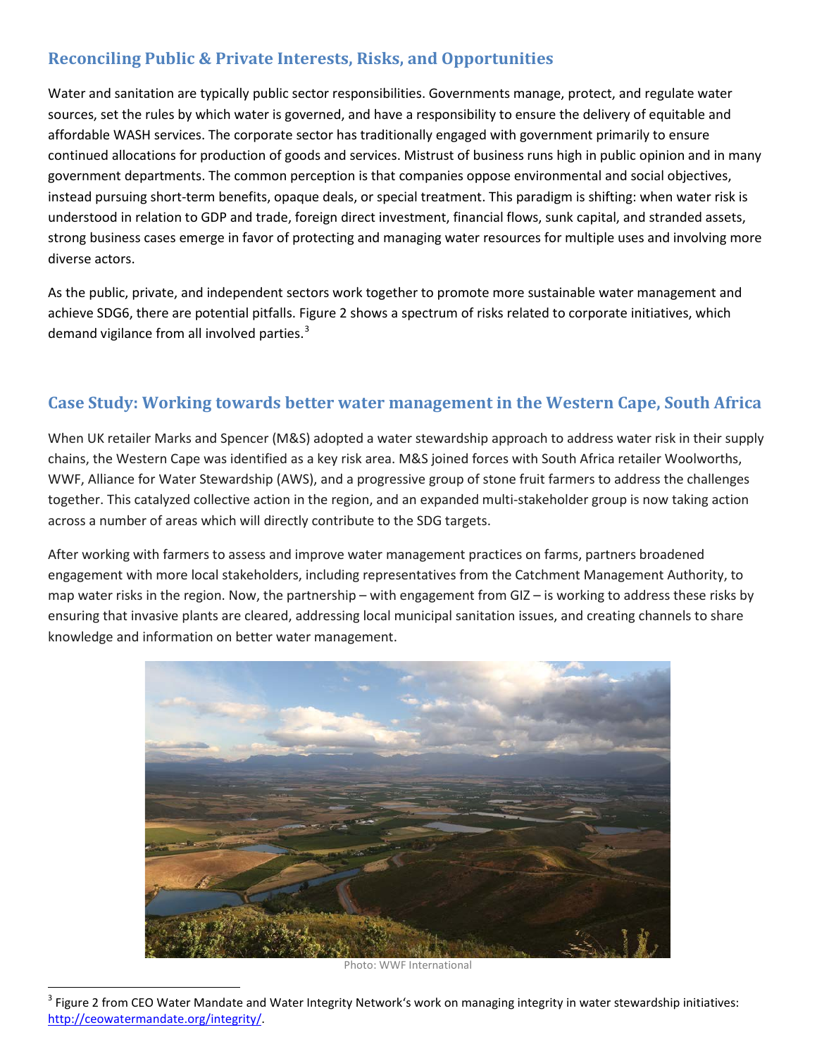## Reconciling Public & Private Interests, Risks, and Opportunities

Water and sanitation are typically public sector responsibilities. Governments manage, protect, and regulate water sources, set the rules by which water is governed, and have a responsibility to ensure the delivery of equitable and affordable WASH services. The corporate sector has traditionally engaged with government primarily to ensure continued allocations for production of goods and services. Mistrust of business runs high in public opinion and in many government departments. The common perception is that companies oppose environmental and social objectives, instead pursuing short-term benefits, opaque deals, or special treatment. This paradigm is shifting: when water risk is understood in relation to GDP and trade, foreign direct investment, financial flows, sunk capital, and stranded assets, strong business cases emerge in favor of protecting and managing water resources for multiple uses and involving more diverse actors.

As the public, private, and independent sectors work together to promote more sustainable water management and achieve SDG6, there are potential pitfalls. Figure 2 shows a spectrum of risks related to corporate initiatives, which demand vigilance from all involved parties.[3]

## Case Study: Working towards better water management in the Western Cape, South Africa

When UK retailer Marks and Spencer (M&S) adopted a water stewardship approach to address water risk in their supply chains, the Western Cape was identified as a key risk area. M&S joined forces with South Africa retailer Woolworths, WWF, Alliance for Water Stewardship (AWS), and a progressive group of stone fruit farmers to address the challenges together. This catalyzed collective action in the region, and an expanded multi-stakeholder group is now taking action across a number of areas which will directly contribute to the SDG targets.

After working with farmers to assess and improve water management practices on farms, partners broadened engagement with more local stakeholders, including representatives from the Catchment Management Authority, to map water risks in the region. Now, the partnership – with engagement from GIZ – is working to address these risks by ensuring that invasive plants are cleared, addressing local municipal sanitation issues, and creating channels to share knowledge and information on better water management.

Photo: WWF International

[3] Figure 2 from CEO Water Mandate and Water Integrity Network's work on managing integrity in water stewardship initiatives: http://ceowatermandate.org/integrity/.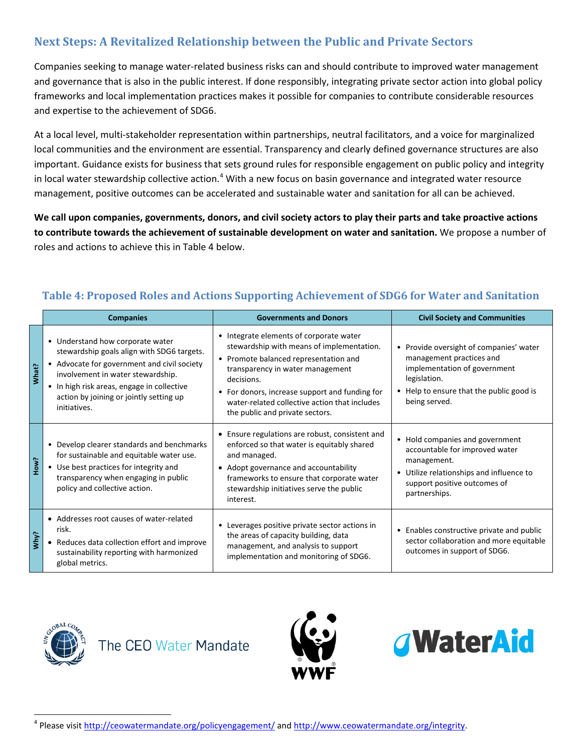## Next Steps: A Revitalized Relationship between the Public and Private Sectors

Companies seeking to manage water-related business risks can and should contribute to improved water management and governance that is also in the public interest. If done responsibly, integrating private sector action into global policy frameworks and local implementation practices makes it possible for companies to contribute considerable resources and expertise to the achievement of SDG6.

At a local level, multi-stakeholder representation within partnerships, neutral facilitators, and a voice for marginalized local communities and the environment are essential. Transparency and clearly defined governance structures are also important. Guidance exists for business that sets ground rules for responsible engagement on public policy and integrity in local water stewardship collective action.[4] With a new focus on basin governance and integrated water resource management, positive outcomes can be accelerated and sustainable water and sanitation for all can be achieved.

**We call upon companies, governments, donors, and civil society actors to play their parts and take proactive actions to contribute towards the achievement of sustainable development on water and sanitation.** We propose a number of roles and actions to achieve this in Table 4 below.

### Table 4: Proposed Roles and Actions Supporting Achievement of SDG6 for Water and Sanitation

| | Companies | Governments and Donors | Civil Society and Communities |
|---|---|---|---|
| **What?** | • Understand how corporate water stewardship goals align with SDG6 targets.<br>• Advocate for government and civil society involvement in water stewardship.<br>• In high risk areas, engage in collective action by joining or jointly setting up initiatives. | • Integrate elements of corporate water stewardship with means of implementation.<br>• Promote balanced representation and transparency in water management decisions.<br>• For donors, increase support and funding for water-related collective action that includes the public and private sectors. | • Provide oversight of companies' water management practices and implementation of government legislation.<br>• Help to ensure that the public good is being served. |
| **How?** | • Develop clearer standards and benchmarks for sustainable and equitable water use.<br>• Use best practices for integrity and transparency when engaging in public policy and collective action. | • Ensure regulations are robust, consistent and enforced so that water is equitably shared and managed.<br>• Adopt governance and accountability frameworks to ensure that corporate water stewardship initiatives serve the public interest. | • Hold companies and government accountable for improved water management.<br>• Utilize relationships and influence to support positive outcomes of partnerships. |
| **Why?** | • Addresses root causes of water-related risk.<br>• Reduces data collection effort and improve sustainability reporting with harmonized global metrics. | • Leverages positive private sector actions in the areas of capacity building, data management, and analysis to support implementation and monitoring of SDG6. | • Enables constructive private and public sector collaboration and more equitable outcomes in support of SDG6. |

The CEO Water Mandate

WWF

WaterAid

[4] Please visit http://ceowatermandate.org/policyengagement/ and http://www.ceowatermandate.org/integrity.